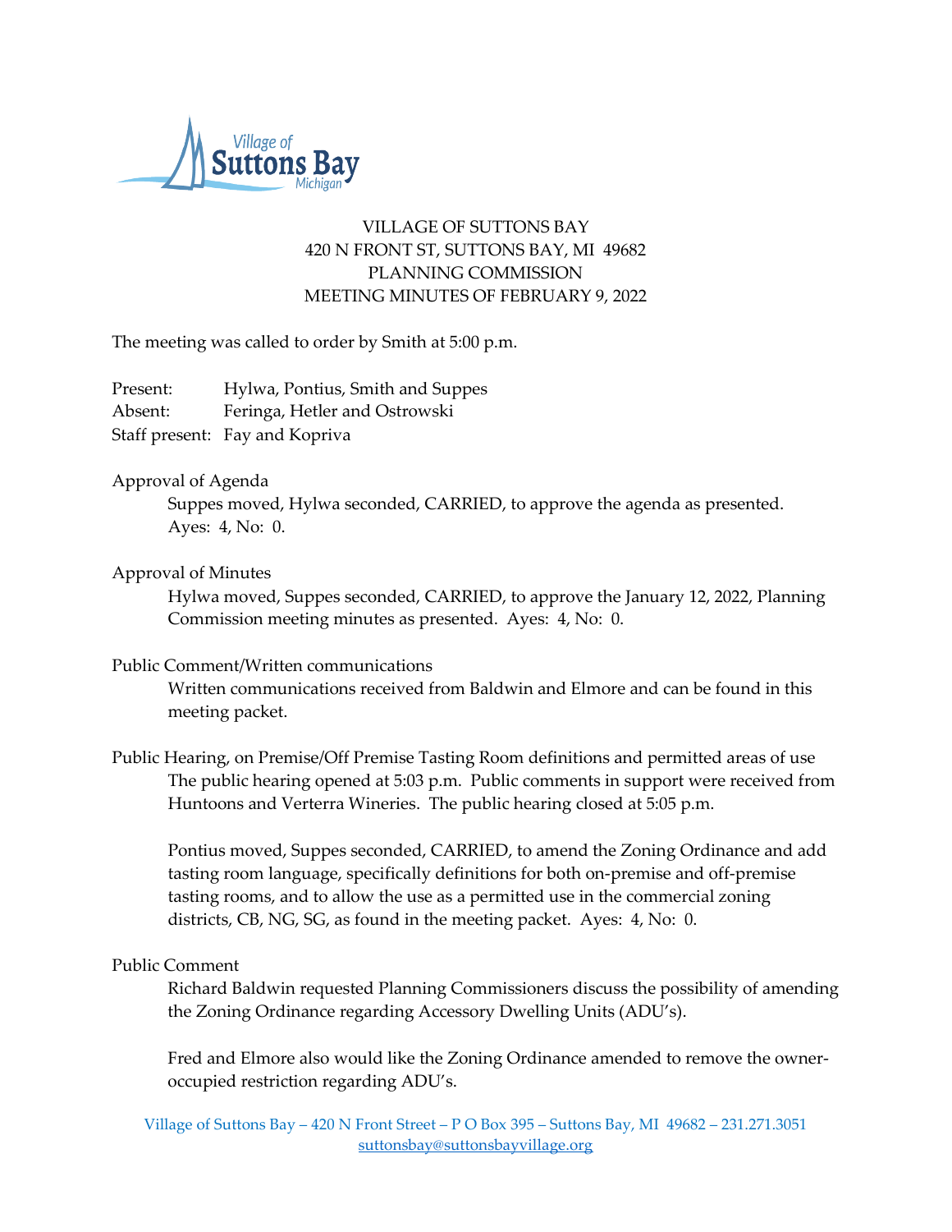VILLAGE OF SUTTONS BAY
420 N FRONT ST, SUTTONS BAY, MI 49682
PLANNING COMMISSION
MEETING MINUTES OF FEBRUARY 9, 2022

The meeting was called to order by Smith at 5:00 p.m.

Present: Hylwa, Pontius, Smith and Suppes
Absent: Feringa, Hetler and Ostrowski
Staff present: Fay and Kopriva

Approval of Agenda

Suppes moved, Hylwa seconded, CARRIED, to approve the agenda as presented. Ayes: 4, No: 0.

Approval of Minutes

Hylwa moved, Suppes seconded, CARRIED, to approve the January 12, 2022, Planning Commission meeting minutes as presented. Ayes: 4, No: 0.

Public Comment/Written communications

Written communications received from Baldwin and Elmore and can be found in this meeting packet.

Public Hearing, on Premise/Off Premise Tasting Room definitions and permitted areas of use

The public hearing opened at 5:03 p.m. Public comments in support were received from Huntoons and Verterra Wineries. The public hearing closed at 5:05 p.m.

Pontius moved, Suppes seconded, CARRIED, to amend the Zoning Ordinance and add tasting room language, specifically definitions for both on-premise and off-premise tasting rooms, and to allow the use as a permitted use in the commercial zoning districts, CB, NG, SG, as found in the meeting packet. Ayes: 4, No: 0.

Public Comment

Richard Baldwin requested Planning Commissioners discuss the possibility of amending the Zoning Ordinance regarding Accessory Dwelling Units (ADU's).

Fred and Elmore also would like the Zoning Ordinance amended to remove the owner-occupied restriction regarding ADU's.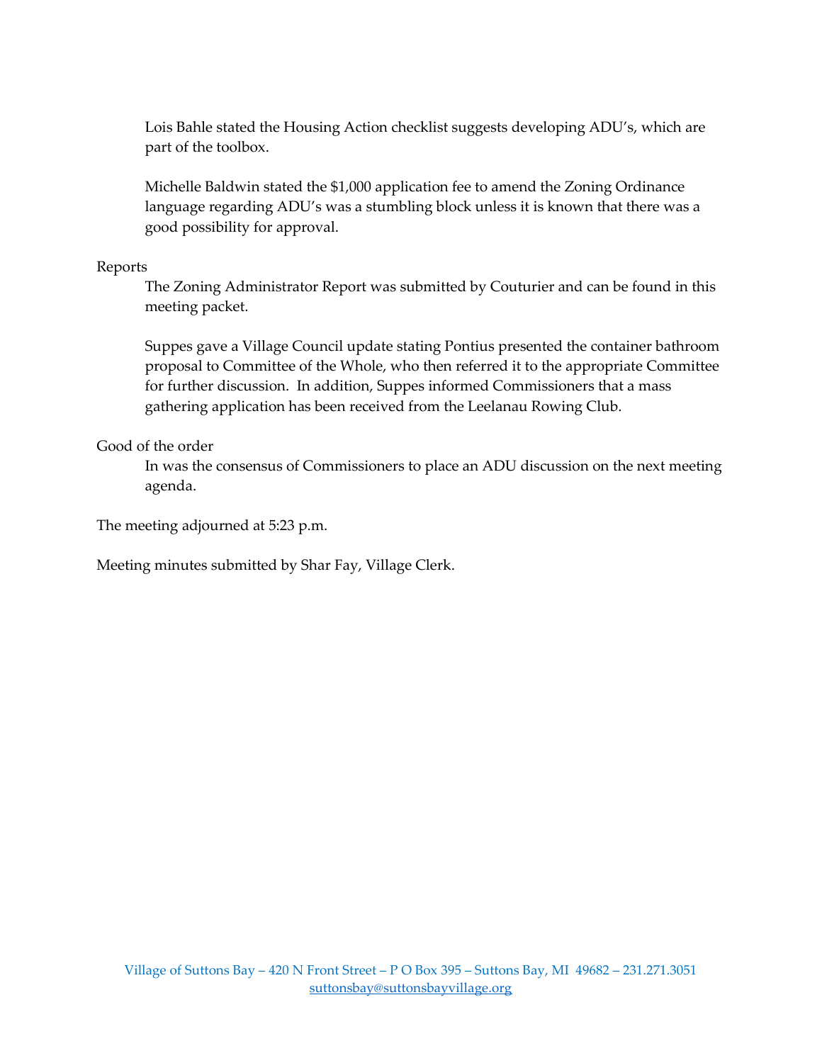Lois Bahle stated the Housing Action checklist suggests developing ADU's, which are part of the toolbox.

Michelle Baldwin stated the $1,000 application fee to amend the Zoning Ordinance language regarding ADU's was a stumbling block unless it is known that there was a good possibility for approval.

Reports

The Zoning Administrator Report was submitted by Couturier and can be found in this meeting packet.

Suppes gave a Village Council update stating Pontius presented the container bathroom proposal to Committee of the Whole, who then referred it to the appropriate Committee for further discussion. In addition, Suppes informed Commissioners that a mass gathering application has been received from the Leelanau Rowing Club.

Good of the order

In was the consensus of Commissioners to place an ADU discussion on the next meeting agenda.

The meeting adjourned at 5:23 p.m.

Meeting minutes submitted by Shar Fay, Village Clerk.